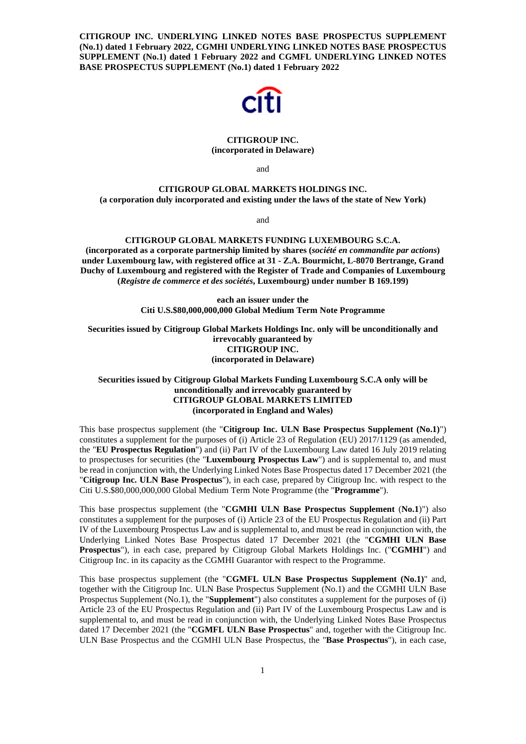**CITIGROUP INC. UNDERLYING LINKED NOTES BASE PROSPECTUS SUPPLEMENT (No.1) dated 1 February 2022, CGMHI UNDERLYING LINKED NOTES BASE PROSPECTUS SUPPLEMENT (No.1) dated 1 February 2022 and CGMFL UNDERLYING LINKED NOTES BASE PROSPECTUS SUPPLEMENT (No.1) dated 1 February 2022**

**CITIGROUP INC.**
**(incorporated in Delaware)**

and

**CITIGROUP GLOBAL MARKETS HOLDINGS INC.**
**(a corporation duly incorporated and existing under the laws of the state of New York)**

and

**CITIGROUP GLOBAL MARKETS FUNDING LUXEMBOURG S.C.A.**
**(incorporated as a corporate partnership limited by shares (*société en commandite par actions*) under Luxembourg law, with registered office at 31 - Z.A. Bourmicht, L-8070 Bertrange, Grand Duchy of Luxembourg and registered with the Register of Trade and Companies of Luxembourg (*Registre de commerce et des sociétés*, Luxembourg) under number B 169.199)**

**each an issuer under the**
**Citi U.S.$80,000,000,000 Global Medium Term Note Programme**

**Securities issued by Citigroup Global Markets Holdings Inc. only will be unconditionally and irrevocably guaranteed by**
**CITIGROUP INC.**
**(incorporated in Delaware)**

**Securities issued by Citigroup Global Markets Funding Luxembourg S.C.A only will be unconditionally and irrevocably guaranteed by**
**CITIGROUP GLOBAL MARKETS LIMITED**
**(incorporated in England and Wales)**

This base prospectus supplement (the "**Citigroup Inc. ULN Base Prospectus Supplement (No.1)**") constitutes a supplement for the purposes of (i) Article 23 of Regulation (EU) 2017/1129 (as amended, the "**EU Prospectus Regulation**") and (ii) Part IV of the Luxembourg Law dated 16 July 2019 relating to prospectuses for securities (the "**Luxembourg Prospectus Law**") and is supplemental to, and must be read in conjunction with, the Underlying Linked Notes Base Prospectus dated 17 December 2021 (the "**Citigroup Inc. ULN Base Prospectus**"), in each case, prepared by Citigroup Inc. with respect to the Citi U.S.$80,000,000,000 Global Medium Term Note Programme (the "**Programme**").

This base prospectus supplement (the "**CGMHI ULN Base Prospectus Supplement** (**No.1**)") also constitutes a supplement for the purposes of (i) Article 23 of the EU Prospectus Regulation and (ii) Part IV of the Luxembourg Prospectus Law and is supplemental to, and must be read in conjunction with, the Underlying Linked Notes Base Prospectus dated 17 December 2021 (the "**CGMHI ULN Base Prospectus**"), in each case, prepared by Citigroup Global Markets Holdings Inc. ("**CGMHI**") and Citigroup Inc. in its capacity as the CGMHI Guarantor with respect to the Programme.

This base prospectus supplement (the "**CGMFL ULN Base Prospectus Supplement (No.1)**" and, together with the Citigroup Inc. ULN Base Prospectus Supplement (No.1) and the CGMHI ULN Base Prospectus Supplement (No.1), the "**Supplement**") also constitutes a supplement for the purposes of (i) Article 23 of the EU Prospectus Regulation and (ii) Part IV of the Luxembourg Prospectus Law and is supplemental to, and must be read in conjunction with, the Underlying Linked Notes Base Prospectus dated 17 December 2021 (the "**CGMFL ULN Base Prospectus**" and, together with the Citigroup Inc. ULN Base Prospectus and the CGMHI ULN Base Prospectus, the "**Base Prospectus**"), in each case,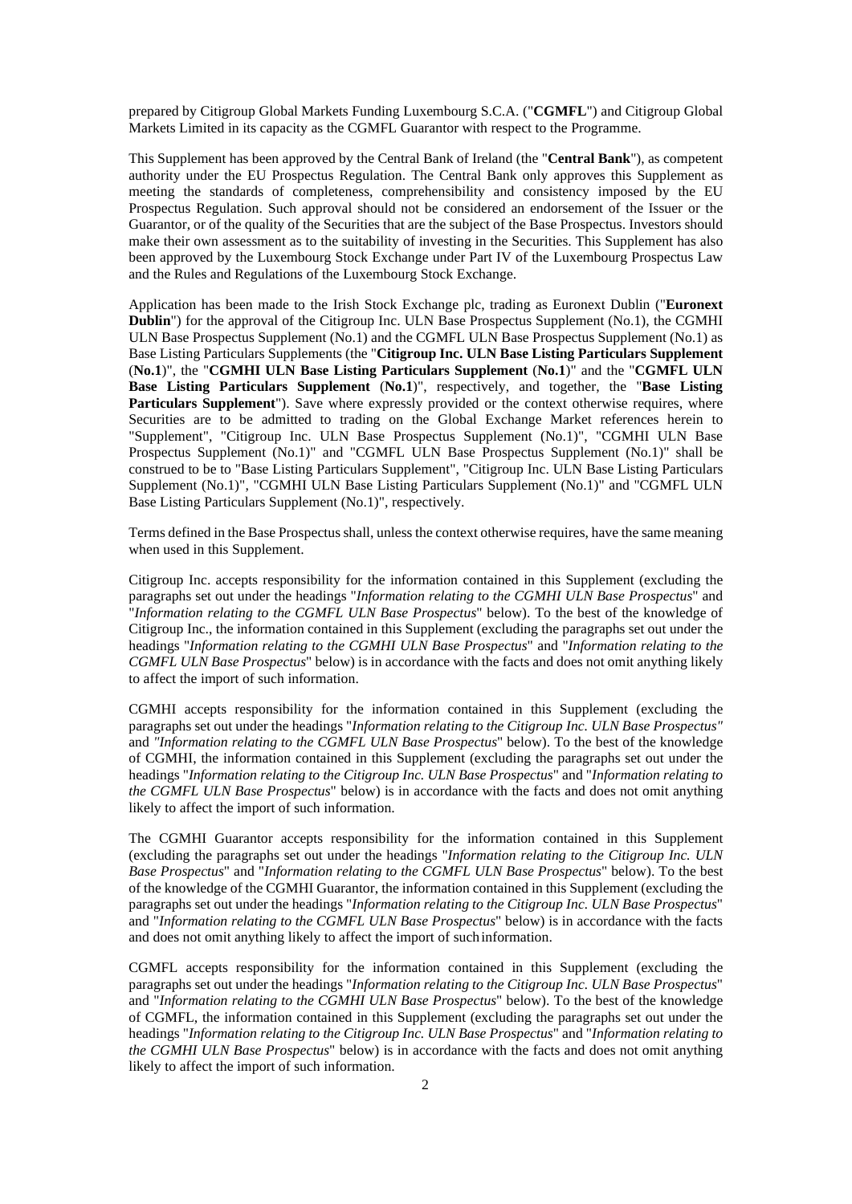prepared by Citigroup Global Markets Funding Luxembourg S.C.A. ("**CGMFL**") and Citigroup Global Markets Limited in its capacity as the CGMFL Guarantor with respect to the Programme.

This Supplement has been approved by the Central Bank of Ireland (the "**Central Bank**"), as competent authority under the EU Prospectus Regulation. The Central Bank only approves this Supplement as meeting the standards of completeness, comprehensibility and consistency imposed by the EU Prospectus Regulation. Such approval should not be considered an endorsement of the Issuer or the Guarantor, or of the quality of the Securities that are the subject of the Base Prospectus. Investors should make their own assessment as to the suitability of investing in the Securities. This Supplement has also been approved by the Luxembourg Stock Exchange under Part IV of the Luxembourg Prospectus Law and the Rules and Regulations of the Luxembourg Stock Exchange.

Application has been made to the Irish Stock Exchange plc, trading as Euronext Dublin ("**Euronext Dublin**") for the approval of the Citigroup Inc. ULN Base Prospectus Supplement (No.1), the CGMHI ULN Base Prospectus Supplement (No.1) and the CGMFL ULN Base Prospectus Supplement (No.1) as Base Listing Particulars Supplements (the "**Citigroup Inc. ULN Base Listing Particulars Supplement** (**No.1**)", the "**CGMHI ULN Base Listing Particulars Supplement** (**No.1**)" and the "**CGMFL ULN Base Listing Particulars Supplement** (**No.1**)", respectively, and together, the "**Base Listing Particulars Supplement**"). Save where expressly provided or the context otherwise requires, where Securities are to be admitted to trading on the Global Exchange Market references herein to "Supplement", "Citigroup Inc. ULN Base Prospectus Supplement (No.1)", "CGMHI ULN Base Prospectus Supplement (No.1)" and "CGMFL ULN Base Prospectus Supplement (No.1)" shall be construed to be to "Base Listing Particulars Supplement", "Citigroup Inc. ULN Base Listing Particulars Supplement (No.1)", "CGMHI ULN Base Listing Particulars Supplement (No.1)" and "CGMFL ULN Base Listing Particulars Supplement (No.1)", respectively.

Terms defined in the Base Prospectus shall, unless the context otherwise requires, have the same meaning when used in this Supplement.

Citigroup Inc. accepts responsibility for the information contained in this Supplement (excluding the paragraphs set out under the headings "*Information relating to the CGMHI ULN Base Prospectus*" and "*Information relating to the CGMFL ULN Base Prospectus*" below). To the best of the knowledge of Citigroup Inc., the information contained in this Supplement (excluding the paragraphs set out under the headings "*Information relating to the CGMHI ULN Base Prospectus*" and "*Information relating to the CGMFL ULN Base Prospectus*" below) is in accordance with the facts and does not omit anything likely to affect the import of such information.

CGMHI accepts responsibility for the information contained in this Supplement (excluding the paragraphs set out under the headings "*Information relating to the Citigroup Inc. ULN Base Prospectus"* and *"Information relating to the CGMFL ULN Base Prospectus*" below). To the best of the knowledge of CGMHI, the information contained in this Supplement (excluding the paragraphs set out under the headings "*Information relating to the Citigroup Inc. ULN Base Prospectus*" and "*Information relating to the CGMFL ULN Base Prospectus*" below) is in accordance with the facts and does not omit anything likely to affect the import of such information.

The CGMHI Guarantor accepts responsibility for the information contained in this Supplement (excluding the paragraphs set out under the headings "*Information relating to the Citigroup Inc. ULN Base Prospectus*" and "*Information relating to the CGMFL ULN Base Prospectus*" below). To the best of the knowledge of the CGMHI Guarantor, the information contained in this Supplement (excluding the paragraphs set out under the headings "*Information relating to the Citigroup Inc. ULN Base Prospectus*" and "*Information relating to the CGMFL ULN Base Prospectus*" below) is in accordance with the facts and does not omit anything likely to affect the import of such information.

CGMFL accepts responsibility for the information contained in this Supplement (excluding the paragraphs set out under the headings "*Information relating to the Citigroup Inc. ULN Base Prospectus*" and "*Information relating to the CGMHI ULN Base Prospectus*" below). To the best of the knowledge of CGMFL, the information contained in this Supplement (excluding the paragraphs set out under the headings "*Information relating to the Citigroup Inc. ULN Base Prospectus*" and "*Information relating to the CGMHI ULN Base Prospectus*" below) is in accordance with the facts and does not omit anything likely to affect the import of such information.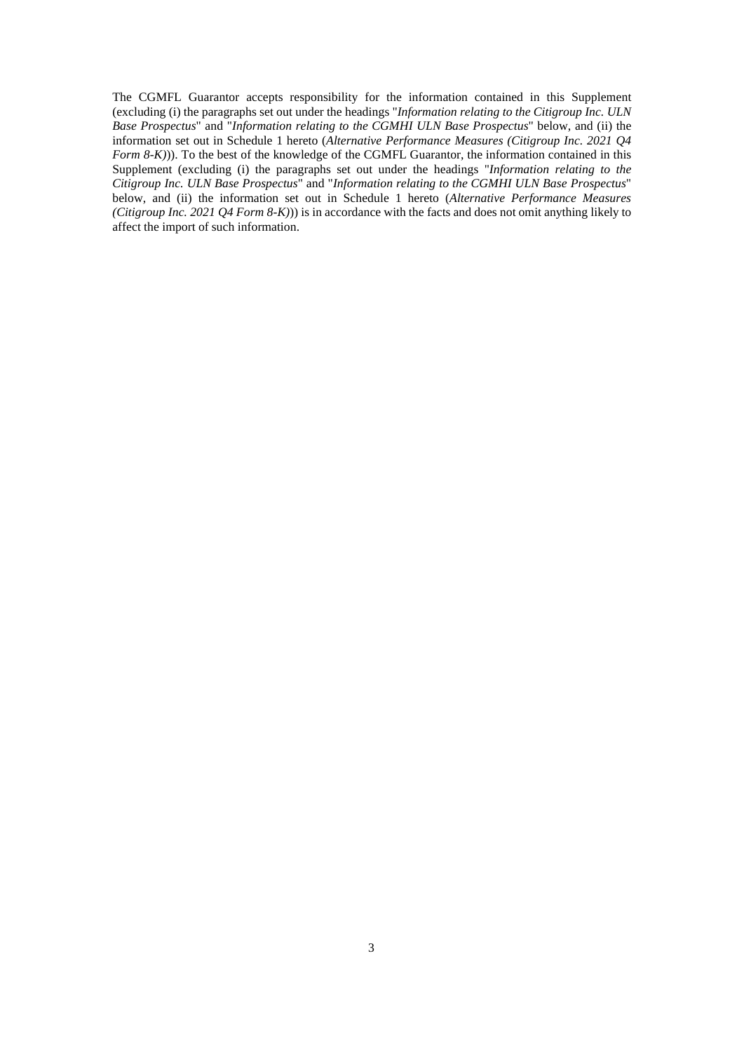The CGMFL Guarantor accepts responsibility for the information contained in this Supplement (excluding (i) the paragraphs set out under the headings "*Information relating to the Citigroup Inc. ULN Base Prospectus*" and "*Information relating to the CGMHI ULN Base Prospectus*" below, and (ii) the information set out in Schedule 1 hereto (*Alternative Performance Measures (Citigroup Inc. 2021 Q4 Form 8-K)*)). To the best of the knowledge of the CGMFL Guarantor, the information contained in this Supplement (excluding (i) the paragraphs set out under the headings "*Information relating to the Citigroup Inc. ULN Base Prospectus*" and "*Information relating to the CGMHI ULN Base Prospectus*" below, and (ii) the information set out in Schedule 1 hereto (*Alternative Performance Measures (Citigroup Inc. 2021 Q4 Form 8-K)*)) is in accordance with the facts and does not omit anything likely to affect the import of such information.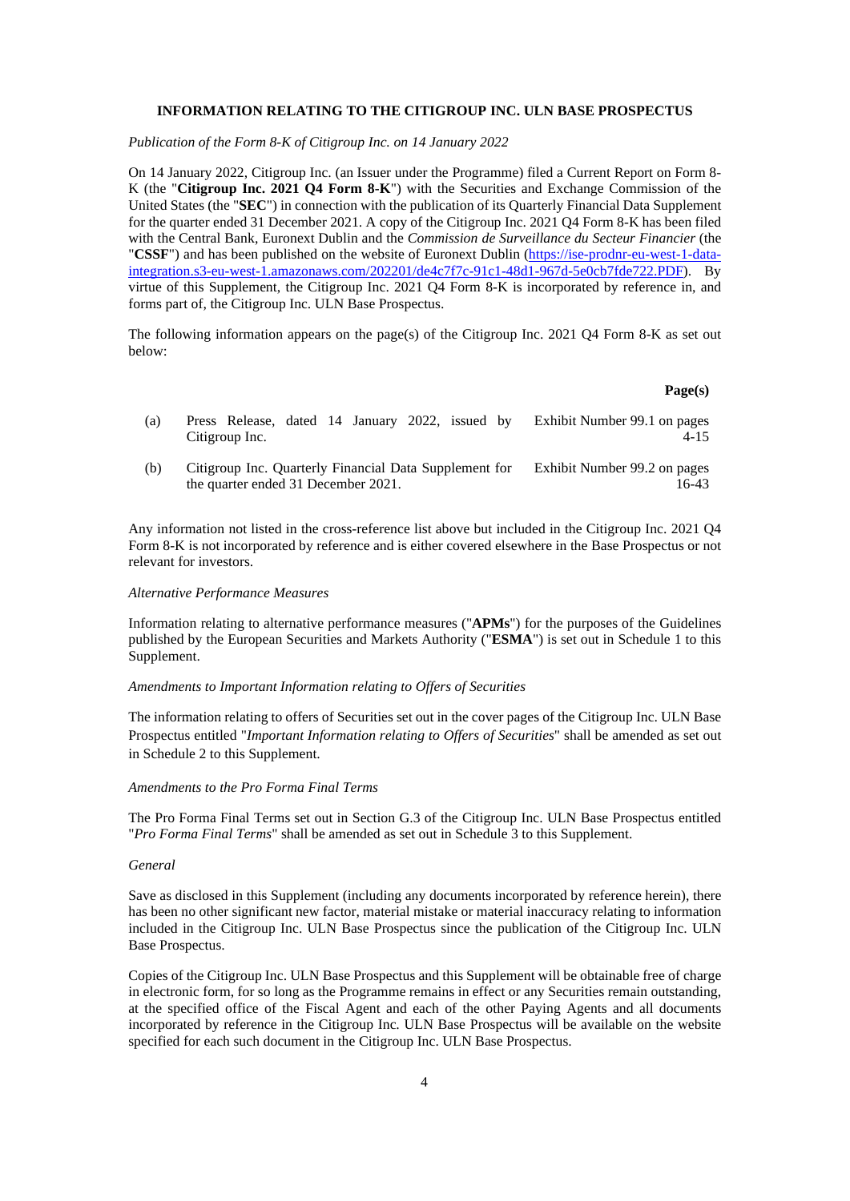## INFORMATION RELATING TO THE CITIGROUP INC. ULN BASE PROSPECTUS

*Publication of the Form 8-K of Citigroup Inc. on 14 January 2022*

On 14 January 2022, Citigroup Inc. (an Issuer under the Programme) filed a Current Report on Form 8-K (the "**Citigroup Inc. 2021 Q4 Form 8-K**") with the Securities and Exchange Commission of the United States (the "**SEC**") in connection with the publication of its Quarterly Financial Data Supplement for the quarter ended 31 December 2021. A copy of the Citigroup Inc. 2021 Q4 Form 8-K has been filed with the Central Bank, Euronext Dublin and the *Commission de Surveillance du Secteur Financier* (the "**CSSF**") and has been published on the website of Euronext Dublin (https://ise-prodnr-eu-west-1-data-integration.s3-eu-west-1.amazonaws.com/202201/de4c7f7c-91c1-48d1-967d-5e0cb7fde722.PDF). By virtue of this Supplement, the Citigroup Inc. 2021 Q4 Form 8-K is incorporated by reference in, and forms part of, the Citigroup Inc. ULN Base Prospectus.

The following information appears on the page(s) of the Citigroup Inc. 2021 Q4 Form 8-K as set out below:

| | | **Page(s)** |
|---|---|---|
| (a) | Press Release, dated 14 January 2022, issued by Citigroup Inc. | Exhibit Number 99.1 on pages 4-15 |
| (b) | Citigroup Inc. Quarterly Financial Data Supplement for the quarter ended 31 December 2021. | Exhibit Number 99.2 on pages 16-43 |

Any information not listed in the cross-reference list above but included in the Citigroup Inc. 2021 Q4 Form 8-K is not incorporated by reference and is either covered elsewhere in the Base Prospectus or not relevant for investors.

*Alternative Performance Measures*

Information relating to alternative performance measures ("**APMs**") for the purposes of the Guidelines published by the European Securities and Markets Authority ("**ESMA**") is set out in Schedule 1 to this Supplement.

*Amendments to Important Information relating to Offers of Securities*

The information relating to offers of Securities set out in the cover pages of the Citigroup Inc. ULN Base Prospectus entitled "*Important Information relating to Offers of Securities*" shall be amended as set out in Schedule 2 to this Supplement.

*Amendments to the Pro Forma Final Terms*

The Pro Forma Final Terms set out in Section G.3 of the Citigroup Inc. ULN Base Prospectus entitled "*Pro Forma Final Terms*" shall be amended as set out in Schedule 3 to this Supplement.

*General*

Save as disclosed in this Supplement (including any documents incorporated by reference herein), there has been no other significant new factor, material mistake or material inaccuracy relating to information included in the Citigroup Inc. ULN Base Prospectus since the publication of the Citigroup Inc. ULN Base Prospectus.

Copies of the Citigroup Inc. ULN Base Prospectus and this Supplement will be obtainable free of charge in electronic form, for so long as the Programme remains in effect or any Securities remain outstanding, at the specified office of the Fiscal Agent and each of the other Paying Agents and all documents incorporated by reference in the Citigroup Inc. ULN Base Prospectus will be available on the website specified for each such document in the Citigroup Inc. ULN Base Prospectus.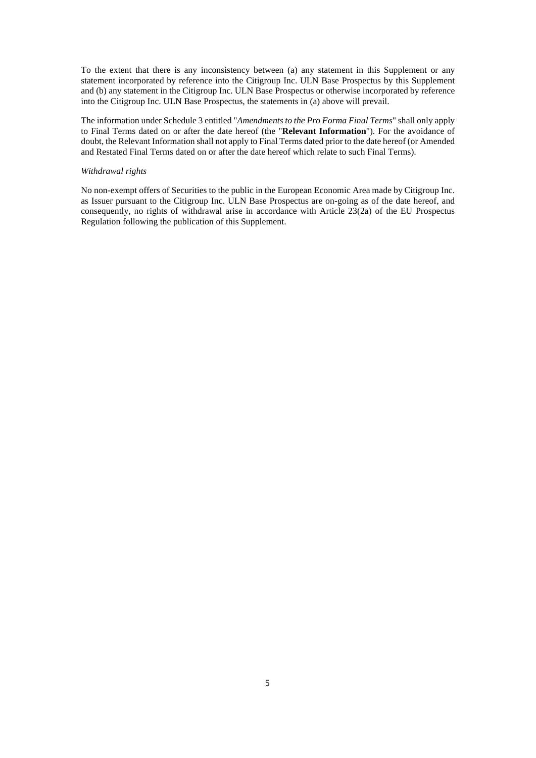To the extent that there is any inconsistency between (a) any statement in this Supplement or any statement incorporated by reference into the Citigroup Inc. ULN Base Prospectus by this Supplement and (b) any statement in the Citigroup Inc. ULN Base Prospectus or otherwise incorporated by reference into the Citigroup Inc. ULN Base Prospectus, the statements in (a) above will prevail.

The information under Schedule 3 entitled "*Amendments to the Pro Forma Final Terms*" shall only apply to Final Terms dated on or after the date hereof (the "**Relevant Information**"). For the avoidance of doubt, the Relevant Information shall not apply to Final Terms dated prior to the date hereof (or Amended and Restated Final Terms dated on or after the date hereof which relate to such Final Terms).

*Withdrawal rights*

No non-exempt offers of Securities to the public in the European Economic Area made by Citigroup Inc. as Issuer pursuant to the Citigroup Inc. ULN Base Prospectus are on-going as of the date hereof, and consequently, no rights of withdrawal arise in accordance with Article 23(2a) of the EU Prospectus Regulation following the publication of this Supplement.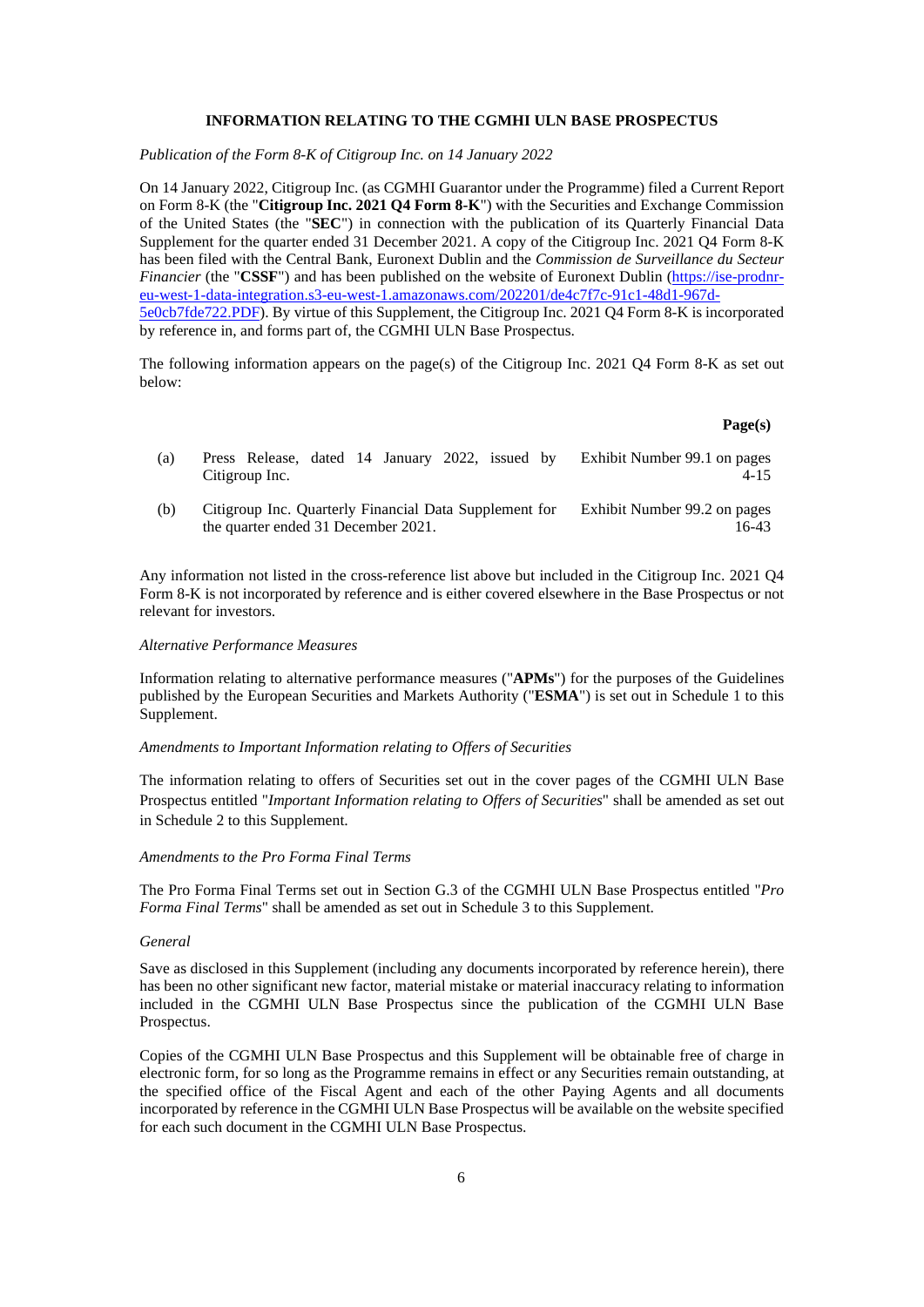**INFORMATION RELATING TO THE CGMHI ULN BASE PROSPECTUS**

*Publication of the Form 8-K of Citigroup Inc. on 14 January 2022*

On 14 January 2022, Citigroup Inc. (as CGMHI Guarantor under the Programme) filed a Current Report on Form 8-K (the "**Citigroup Inc. 2021 Q4 Form 8-K**") with the Securities and Exchange Commission of the United States (the "**SEC**") in connection with the publication of its Quarterly Financial Data Supplement for the quarter ended 31 December 2021. A copy of the Citigroup Inc. 2021 Q4 Form 8-K has been filed with the Central Bank, Euronext Dublin and the *Commission de Surveillance du Secteur Financier* (the "**CSSF**") and has been published on the website of Euronext Dublin (https://ise-prodnr-eu-west-1-data-integration.s3-eu-west-1.amazonaws.com/202201/de4c7f7c-91c1-48d1-967d-5e0cb7fde722.PDF). By virtue of this Supplement, the Citigroup Inc. 2021 Q4 Form 8-K is incorporated by reference in, and forms part of, the CGMHI ULN Base Prospectus.

The following information appears on the page(s) of the Citigroup Inc. 2021 Q4 Form 8-K as set out below:

| | | **Page(s)** |
|---|---|---|
| (a) | Press Release, dated 14 January 2022, issued by Citigroup Inc. | Exhibit Number 99.1 on pages 4-15 |
| (b) | Citigroup Inc. Quarterly Financial Data Supplement for the quarter ended 31 December 2021. | Exhibit Number 99.2 on pages 16-43 |

Any information not listed in the cross-reference list above but included in the Citigroup Inc. 2021 Q4 Form 8-K is not incorporated by reference and is either covered elsewhere in the Base Prospectus or not relevant for investors.

*Alternative Performance Measures*

Information relating to alternative performance measures ("**APMs**") for the purposes of the Guidelines published by the European Securities and Markets Authority ("**ESMA**") is set out in Schedule 1 to this Supplement.

*Amendments to Important Information relating to Offers of Securities*

The information relating to offers of Securities set out in the cover pages of the CGMHI ULN Base Prospectus entitled "*Important Information relating to Offers of Securities*" shall be amended as set out in Schedule 2 to this Supplement.

*Amendments to the Pro Forma Final Terms*

The Pro Forma Final Terms set out in Section G.3 of the CGMHI ULN Base Prospectus entitled "*Pro Forma Final Terms*" shall be amended as set out in Schedule 3 to this Supplement.

*General*

Save as disclosed in this Supplement (including any documents incorporated by reference herein), there has been no other significant new factor, material mistake or material inaccuracy relating to information included in the CGMHI ULN Base Prospectus since the publication of the CGMHI ULN Base Prospectus.

Copies of the CGMHI ULN Base Prospectus and this Supplement will be obtainable free of charge in electronic form, for so long as the Programme remains in effect or any Securities remain outstanding, at the specified office of the Fiscal Agent and each of the other Paying Agents and all documents incorporated by reference in the CGMHI ULN Base Prospectus will be available on the website specified for each such document in the CGMHI ULN Base Prospectus.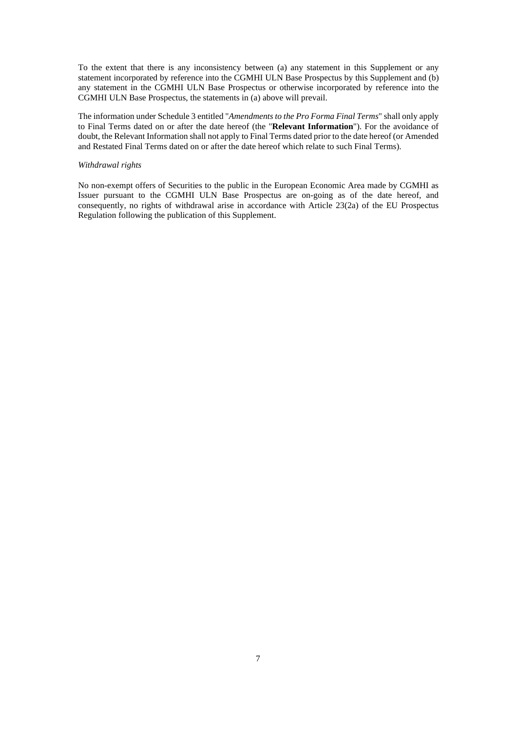To the extent that there is any inconsistency between (a) any statement in this Supplement or any statement incorporated by reference into the CGMHI ULN Base Prospectus by this Supplement and (b) any statement in the CGMHI ULN Base Prospectus or otherwise incorporated by reference into the CGMHI ULN Base Prospectus, the statements in (a) above will prevail.

The information under Schedule 3 entitled "*Amendments to the Pro Forma Final Terms*" shall only apply to Final Terms dated on or after the date hereof (the "**Relevant Information**"). For the avoidance of doubt, the Relevant Information shall not apply to Final Terms dated prior to the date hereof (or Amended and Restated Final Terms dated on or after the date hereof which relate to such Final Terms).

*Withdrawal rights*

No non-exempt offers of Securities to the public in the European Economic Area made by CGMHI as Issuer pursuant to the CGMHI ULN Base Prospectus are on-going as of the date hereof, and consequently, no rights of withdrawal arise in accordance with Article 23(2a) of the EU Prospectus Regulation following the publication of this Supplement.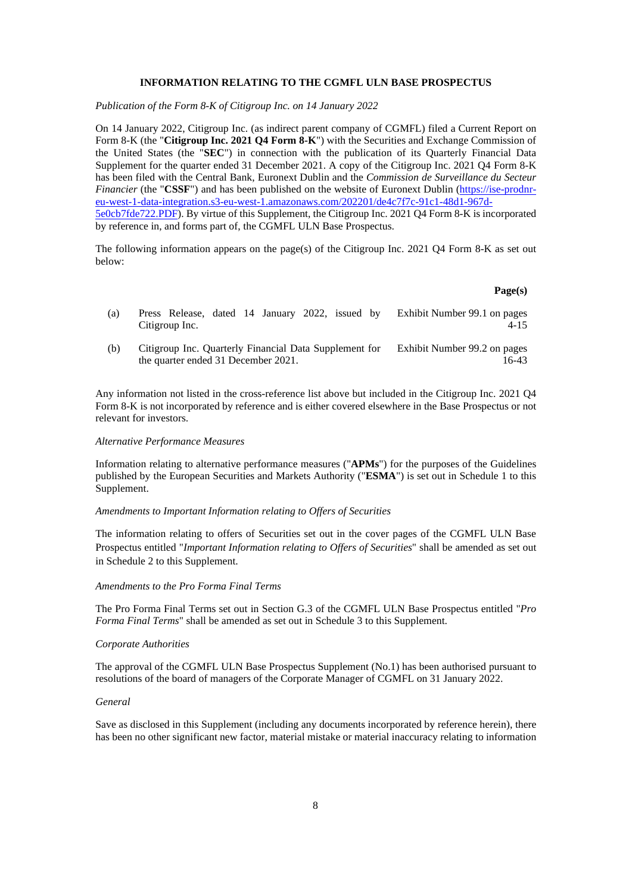**INFORMATION RELATING TO THE CGMFL ULN BASE PROSPECTUS**

*Publication of the Form 8-K of Citigroup Inc. on 14 January 2022*

On 14 January 2022, Citigroup Inc. (as indirect parent company of CGMFL) filed a Current Report on Form 8-K (the "**Citigroup Inc. 2021 Q4 Form 8-K**") with the Securities and Exchange Commission of the United States (the "**SEC**") in connection with the publication of its Quarterly Financial Data Supplement for the quarter ended 31 December 2021. A copy of the Citigroup Inc. 2021 Q4 Form 8-K has been filed with the Central Bank, Euronext Dublin and the *Commission de Surveillance du Secteur Financier* (the "**CSSF**") and has been published on the website of Euronext Dublin (https://ise-prodnr-eu-west-1-data-integration.s3-eu-west-1.amazonaws.com/202201/de4c7f7c-91c1-48d1-967d-5e0cb7fde722.PDF). By virtue of this Supplement, the Citigroup Inc. 2021 Q4 Form 8-K is incorporated by reference in, and forms part of, the CGMFL ULN Base Prospectus.

The following information appears on the page(s) of the Citigroup Inc. 2021 Q4 Form 8-K as set out below:

| | | **Page(s)** |
|---|---|---|
| (a) | Press Release, dated 14 January 2022, issued by Citigroup Inc. | Exhibit Number 99.1 on pages 4-15 |
| (b) | Citigroup Inc. Quarterly Financial Data Supplement for the quarter ended 31 December 2021. | Exhibit Number 99.2 on pages 16-43 |

Any information not listed in the cross-reference list above but included in the Citigroup Inc. 2021 Q4 Form 8-K is not incorporated by reference and is either covered elsewhere in the Base Prospectus or not relevant for investors.

*Alternative Performance Measures*

Information relating to alternative performance measures ("**APMs**") for the purposes of the Guidelines published by the European Securities and Markets Authority ("**ESMA**") is set out in Schedule 1 to this Supplement.

*Amendments to Important Information relating to Offers of Securities*

The information relating to offers of Securities set out in the cover pages of the CGMFL ULN Base Prospectus entitled "*Important Information relating to Offers of Securities*" shall be amended as set out in Schedule 2 to this Supplement.

*Amendments to the Pro Forma Final Terms*

The Pro Forma Final Terms set out in Section G.3 of the CGMFL ULN Base Prospectus entitled "*Pro Forma Final Terms*" shall be amended as set out in Schedule 3 to this Supplement.

*Corporate Authorities*

The approval of the CGMFL ULN Base Prospectus Supplement (No.1) has been authorised pursuant to resolutions of the board of managers of the Corporate Manager of CGMFL on 31 January 2022.

*General*

Save as disclosed in this Supplement (including any documents incorporated by reference herein), there has been no other significant new factor, material mistake or material inaccuracy relating to information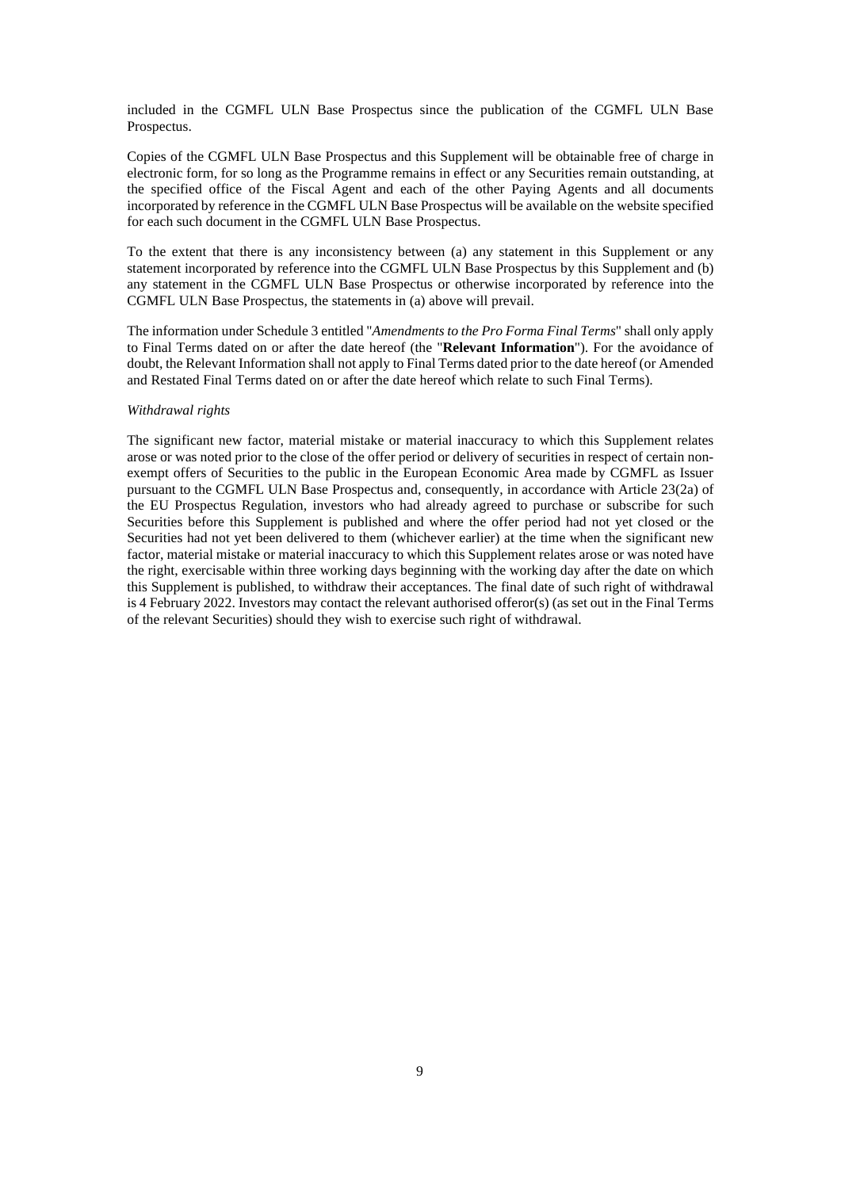included in the CGMFL ULN Base Prospectus since the publication of the CGMFL ULN Base Prospectus.

Copies of the CGMFL ULN Base Prospectus and this Supplement will be obtainable free of charge in electronic form, for so long as the Programme remains in effect or any Securities remain outstanding, at the specified office of the Fiscal Agent and each of the other Paying Agents and all documents incorporated by reference in the CGMFL ULN Base Prospectus will be available on the website specified for each such document in the CGMFL ULN Base Prospectus.

To the extent that there is any inconsistency between (a) any statement in this Supplement or any statement incorporated by reference into the CGMFL ULN Base Prospectus by this Supplement and (b) any statement in the CGMFL ULN Base Prospectus or otherwise incorporated by reference into the CGMFL ULN Base Prospectus, the statements in (a) above will prevail.

The information under Schedule 3 entitled "*Amendments to the Pro Forma Final Terms*" shall only apply to Final Terms dated on or after the date hereof (the "**Relevant Information**"). For the avoidance of doubt, the Relevant Information shall not apply to Final Terms dated prior to the date hereof (or Amended and Restated Final Terms dated on or after the date hereof which relate to such Final Terms).

*Withdrawal rights*

The significant new factor, material mistake or material inaccuracy to which this Supplement relates arose or was noted prior to the close of the offer period or delivery of securities in respect of certain non-exempt offers of Securities to the public in the European Economic Area made by CGMFL as Issuer pursuant to the CGMFL ULN Base Prospectus and, consequently, in accordance with Article 23(2a) of the EU Prospectus Regulation, investors who had already agreed to purchase or subscribe for such Securities before this Supplement is published and where the offer period had not yet closed or the Securities had not yet been delivered to them (whichever earlier) at the time when the significant new factor, material mistake or material inaccuracy to which this Supplement relates arose or was noted have the right, exercisable within three working days beginning with the working day after the date on which this Supplement is published, to withdraw their acceptances. The final date of such right of withdrawal is 4 February 2022. Investors may contact the relevant authorised offeror(s) (as set out in the Final Terms of the relevant Securities) should they wish to exercise such right of withdrawal.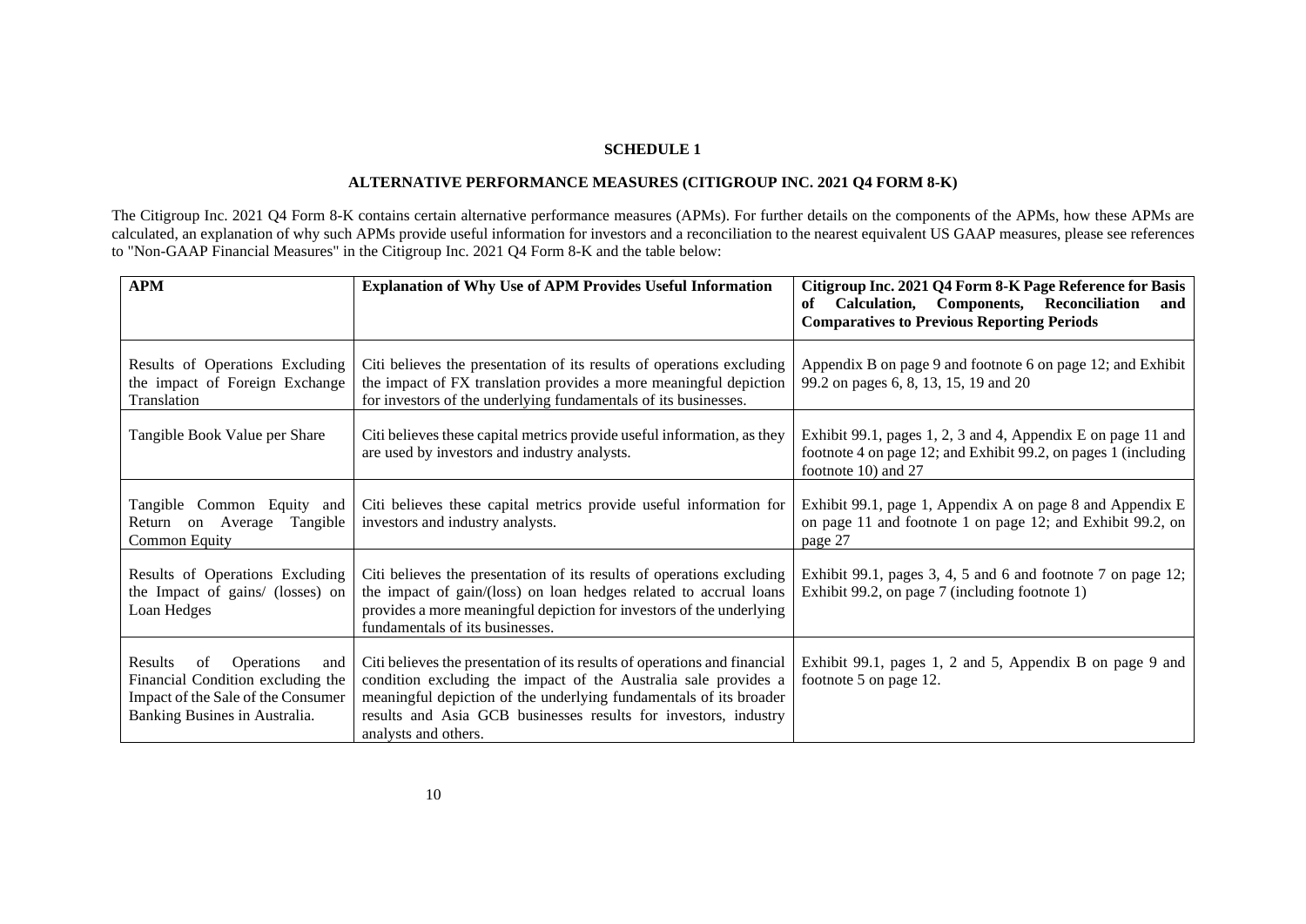**SCHEDULE 1**

**ALTERNATIVE PERFORMANCE MEASURES (CITIGROUP INC. 2021 Q4 FORM 8-K)**

The Citigroup Inc. 2021 Q4 Form 8-K contains certain alternative performance measures (APMs). For further details on the components of the APMs, how these APMs are calculated, an explanation of why such APMs provide useful information for investors and a reconciliation to the nearest equivalent US GAAP measures, please see references to "Non-GAAP Financial Measures" in the Citigroup Inc. 2021 Q4 Form 8-K and the table below:

| **APM** | **Explanation of Why Use of APM Provides Useful Information** | **Citigroup Inc. 2021 Q4 Form 8-K Page Reference for Basis of Calculation, Components, Reconciliation and Comparatives to Previous Reporting Periods** |
|---|---|---|
| Results of Operations Excluding the impact of Foreign Exchange Translation | Citi believes the presentation of its results of operations excluding the impact of FX translation provides a more meaningful depiction for investors of the underlying fundamentals of its businesses. | Appendix B on page 9 and footnote 6 on page 12; and Exhibit 99.2 on pages 6, 8, 13, 15, 19 and 20 |
| Tangible Book Value per Share | Citi believes these capital metrics provide useful information, as they are used by investors and industry analysts. | Exhibit 99.1, pages 1, 2, 3 and 4, Appendix E on page 11 and footnote 4 on page 12; and Exhibit 99.2, on pages 1 (including footnote 10) and 27 |
| Tangible Common Equity and Return on Average Tangible Common Equity | Citi believes these capital metrics provide useful information for investors and industry analysts. | Exhibit 99.1, page 1, Appendix A on page 8 and Appendix E on page 11 and footnote 1 on page 12; and Exhibit 99.2, on page 27 |
| Results of Operations Excluding the Impact of gains/ (losses) on Loan Hedges | Citi believes the presentation of its results of operations excluding the impact of gain/(loss) on loan hedges related to accrual loans provides a more meaningful depiction for investors of the underlying fundamentals of its businesses. | Exhibit 99.1, pages 3, 4, 5 and 6 and footnote 7 on page 12; Exhibit 99.2, on page 7 (including footnote 1) |
| Results of Operations and Financial Condition excluding the Impact of the Sale of the Consumer Banking Busines in Australia. | Citi believes the presentation of its results of operations and financial condition excluding the impact of the Australia sale provides a meaningful depiction of the underlying fundamentals of its broader results and Asia GCB businesses results for investors, industry analysts and others. | Exhibit 99.1, pages 1, 2 and 5, Appendix B on page 9 and footnote 5 on page 12. |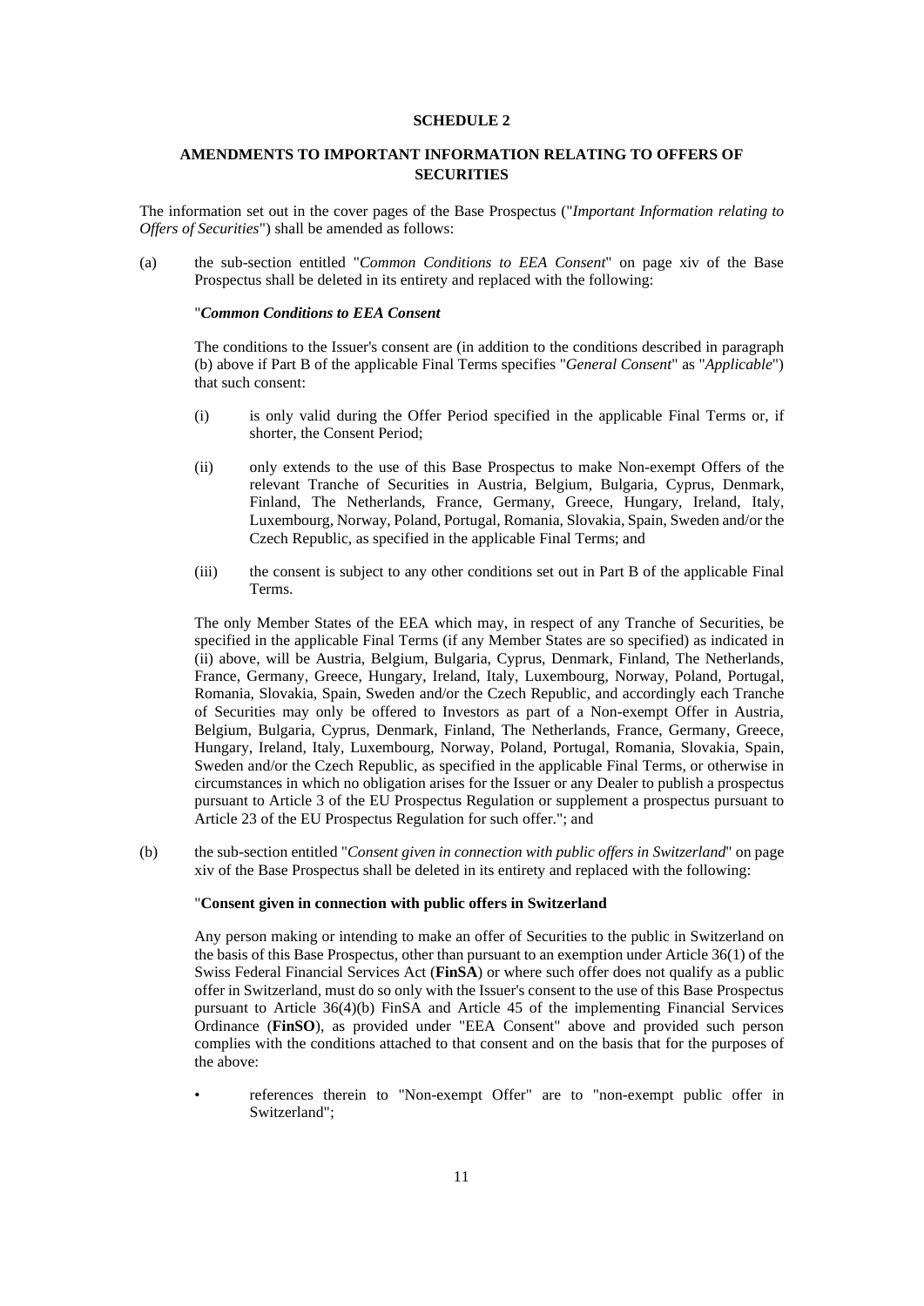## SCHEDULE 2

## AMENDMENTS TO IMPORTANT INFORMATION RELATING TO OFFERS OF SECURITIES

The information set out in the cover pages of the Base Prospectus ("*Important Information relating to Offers of Securities*") shall be amended as follows:

(a) the sub-section entitled "*Common Conditions to EEA Consent*" on page xiv of the Base Prospectus shall be deleted in its entirety and replaced with the following:

"***Common Conditions to EEA Consent***

The conditions to the Issuer's consent are (in addition to the conditions described in paragraph (b) above if Part B of the applicable Final Terms specifies "*General Consent*" as "*Applicable*") that such consent:

(i) is only valid during the Offer Period specified in the applicable Final Terms or, if shorter, the Consent Period;

(ii) only extends to the use of this Base Prospectus to make Non-exempt Offers of the relevant Tranche of Securities in Austria, Belgium, Bulgaria, Cyprus, Denmark, Finland, The Netherlands, France, Germany, Greece, Hungary, Ireland, Italy, Luxembourg, Norway, Poland, Portugal, Romania, Slovakia, Spain, Sweden and/or the Czech Republic, as specified in the applicable Final Terms; and

(iii) the consent is subject to any other conditions set out in Part B of the applicable Final Terms.

The only Member States of the EEA which may, in respect of any Tranche of Securities, be specified in the applicable Final Terms (if any Member States are so specified) as indicated in (ii) above, will be Austria, Belgium, Bulgaria, Cyprus, Denmark, Finland, The Netherlands, France, Germany, Greece, Hungary, Ireland, Italy, Luxembourg, Norway, Poland, Portugal, Romania, Slovakia, Spain, Sweden and/or the Czech Republic, and accordingly each Tranche of Securities may only be offered to Investors as part of a Non-exempt Offer in Austria, Belgium, Bulgaria, Cyprus, Denmark, Finland, The Netherlands, France, Germany, Greece, Hungary, Ireland, Italy, Luxembourg, Norway, Poland, Portugal, Romania, Slovakia, Spain, Sweden and/or the Czech Republic, as specified in the applicable Final Terms, or otherwise in circumstances in which no obligation arises for the Issuer or any Dealer to publish a prospectus pursuant to Article 3 of the EU Prospectus Regulation or supplement a prospectus pursuant to Article 23 of the EU Prospectus Regulation for such offer."; and

(b) the sub-section entitled "*Consent given in connection with public offers in Switzerland*" on page xiv of the Base Prospectus shall be deleted in its entirety and replaced with the following:

"**Consent given in connection with public offers in Switzerland**

Any person making or intending to make an offer of Securities to the public in Switzerland on the basis of this Base Prospectus, other than pursuant to an exemption under Article 36(1) of the Swiss Federal Financial Services Act (**FinSA**) or where such offer does not qualify as a public offer in Switzerland, must do so only with the Issuer's consent to the use of this Base Prospectus pursuant to Article 36(4)(b) FinSA and Article 45 of the implementing Financial Services Ordinance (**FinSO**), as provided under "EEA Consent" above and provided such person complies with the conditions attached to that consent and on the basis that for the purposes of the above:

- references therein to "Non-exempt Offer" are to "non-exempt public offer in Switzerland";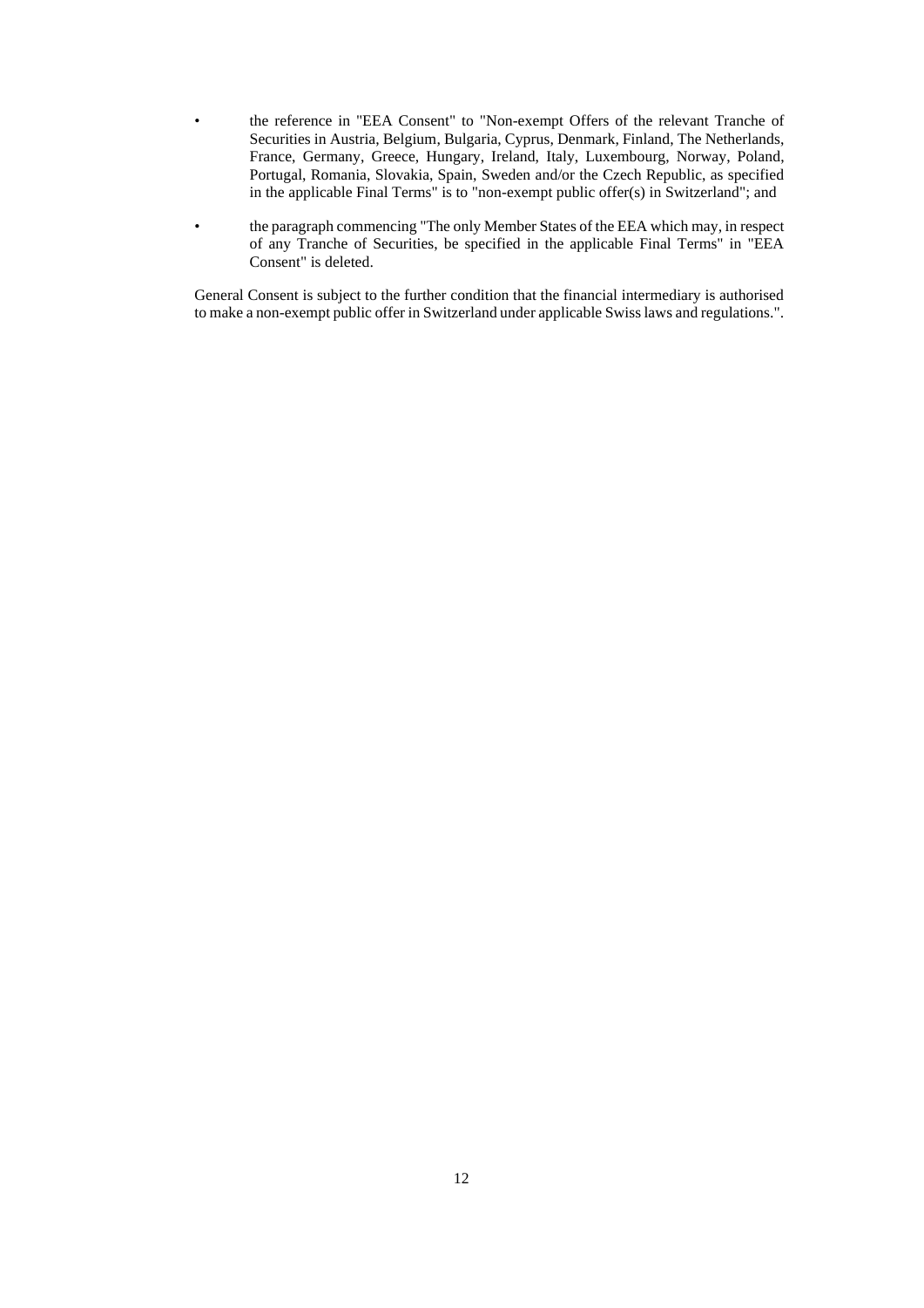- the reference in "EEA Consent" to "Non-exempt Offers of the relevant Tranche of Securities in Austria, Belgium, Bulgaria, Cyprus, Denmark, Finland, The Netherlands, France, Germany, Greece, Hungary, Ireland, Italy, Luxembourg, Norway, Poland, Portugal, Romania, Slovakia, Spain, Sweden and/or the Czech Republic, as specified in the applicable Final Terms" is to "non-exempt public offer(s) in Switzerland"; and

- the paragraph commencing "The only Member States of the EEA which may, in respect of any Tranche of Securities, be specified in the applicable Final Terms" in "EEA Consent" is deleted.

General Consent is subject to the further condition that the financial intermediary is authorised to make a non-exempt public offer in Switzerland under applicable Swiss laws and regulations.".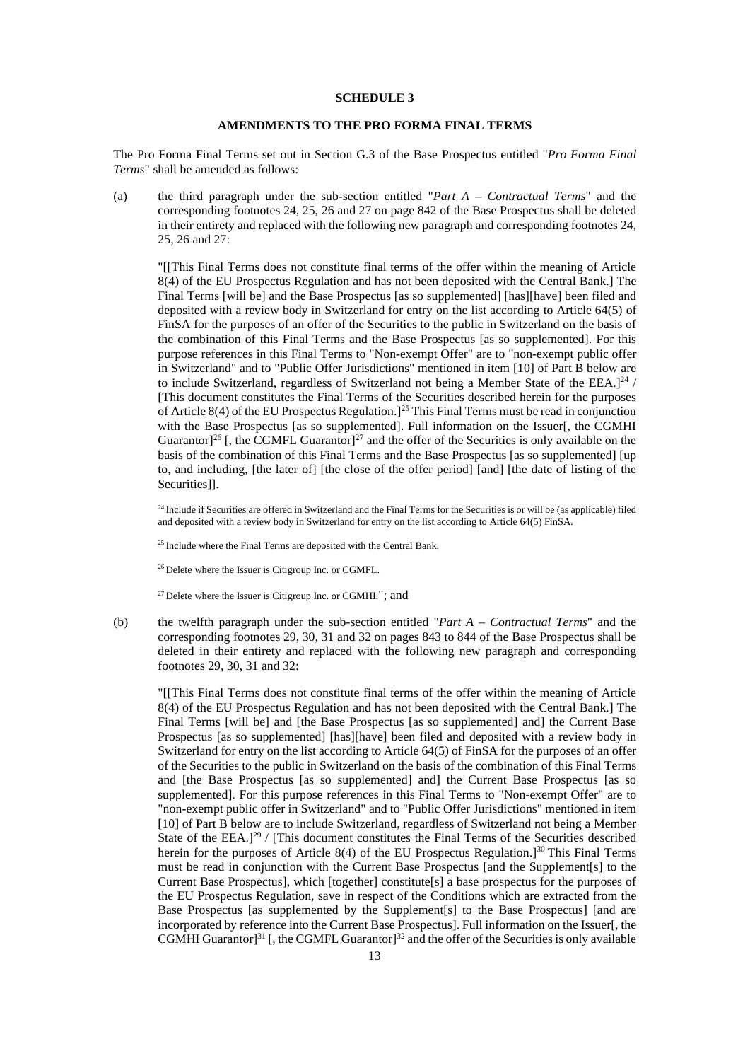**SCHEDULE 3**

**AMENDMENTS TO THE PRO FORMA FINAL TERMS**

The Pro Forma Final Terms set out in Section G.3 of the Base Prospectus entitled "*Pro Forma Final Terms*" shall be amended as follows:

(a) the third paragraph under the sub-section entitled "*Part A – Contractual Terms*" and the corresponding footnotes 24, 25, 26 and 27 on page 842 of the Base Prospectus shall be deleted in their entirety and replaced with the following new paragraph and corresponding footnotes 24, 25, 26 and 27:

"[[This Final Terms does not constitute final terms of the offer within the meaning of Article 8(4) of the EU Prospectus Regulation and has not been deposited with the Central Bank.] The Final Terms [will be] and the Base Prospectus [as so supplemented] [has][have] been filed and deposited with a review body in Switzerland for entry on the list according to Article 64(5) of FinSA for the purposes of an offer of the Securities to the public in Switzerland on the basis of the combination of this Final Terms and the Base Prospectus [as so supplemented]. For this purpose references in this Final Terms to "Non-exempt Offer" are to "non-exempt public offer in Switzerland" and to "Public Offer Jurisdictions" mentioned in item [10] of Part B below are to include Switzerland, regardless of Switzerland not being a Member State of the EEA.][24] / [This document constitutes the Final Terms of the Securities described herein for the purposes of Article 8(4) of the EU Prospectus Regulation.][25] This Final Terms must be read in conjunction with the Base Prospectus [as so supplemented]. Full information on the Issuer[, the CGMHI Guarantor][26] [, the CGMFL Guarantor][27] and the offer of the Securities is only available on the basis of the combination of this Final Terms and the Base Prospectus [as so supplemented] [up to, and including, [the later of] [the close of the offer period] [and] [the date of listing of the Securities]].

[24] Include if Securities are offered in Switzerland and the Final Terms for the Securities is or will be (as applicable) filed and deposited with a review body in Switzerland for entry on the list according to Article 64(5) FinSA.

[25] Include where the Final Terms are deposited with the Central Bank.

[26] Delete where the Issuer is Citigroup Inc. or CGMFL.

[27] Delete where the Issuer is Citigroup Inc. or CGMHI."; and

(b) the twelfth paragraph under the sub-section entitled "*Part A – Contractual Terms*" and the corresponding footnotes 29, 30, 31 and 32 on pages 843 to 844 of the Base Prospectus shall be deleted in their entirety and replaced with the following new paragraph and corresponding footnotes 29, 30, 31 and 32:

"[[This Final Terms does not constitute final terms of the offer within the meaning of Article 8(4) of the EU Prospectus Regulation and has not been deposited with the Central Bank.] The Final Terms [will be] and [the Base Prospectus [as so supplemented] and] the Current Base Prospectus [as so supplemented] [has][have] been filed and deposited with a review body in Switzerland for entry on the list according to Article 64(5) of FinSA for the purposes of an offer of the Securities to the public in Switzerland on the basis of the combination of this Final Terms and [the Base Prospectus [as so supplemented] and] the Current Base Prospectus [as so supplemented]. For this purpose references in this Final Terms to "Non-exempt Offer" are to "non-exempt public offer in Switzerland" and to "Public Offer Jurisdictions" mentioned in item [10] of Part B below are to include Switzerland, regardless of Switzerland not being a Member State of the EEA.][29] / [This document constitutes the Final Terms of the Securities described herein for the purposes of Article 8(4) of the EU Prospectus Regulation.][30] This Final Terms must be read in conjunction with the Current Base Prospectus [and the Supplement[s] to the Current Base Prospectus], which [together] constitute[s] a base prospectus for the purposes of the EU Prospectus Regulation, save in respect of the Conditions which are extracted from the Base Prospectus [as supplemented by the Supplement[s] to the Base Prospectus] [and are incorporated by reference into the Current Base Prospectus]. Full information on the Issuer[, the CGMHI Guarantor][31] [, the CGMFL Guarantor][32] and the offer of the Securities is only available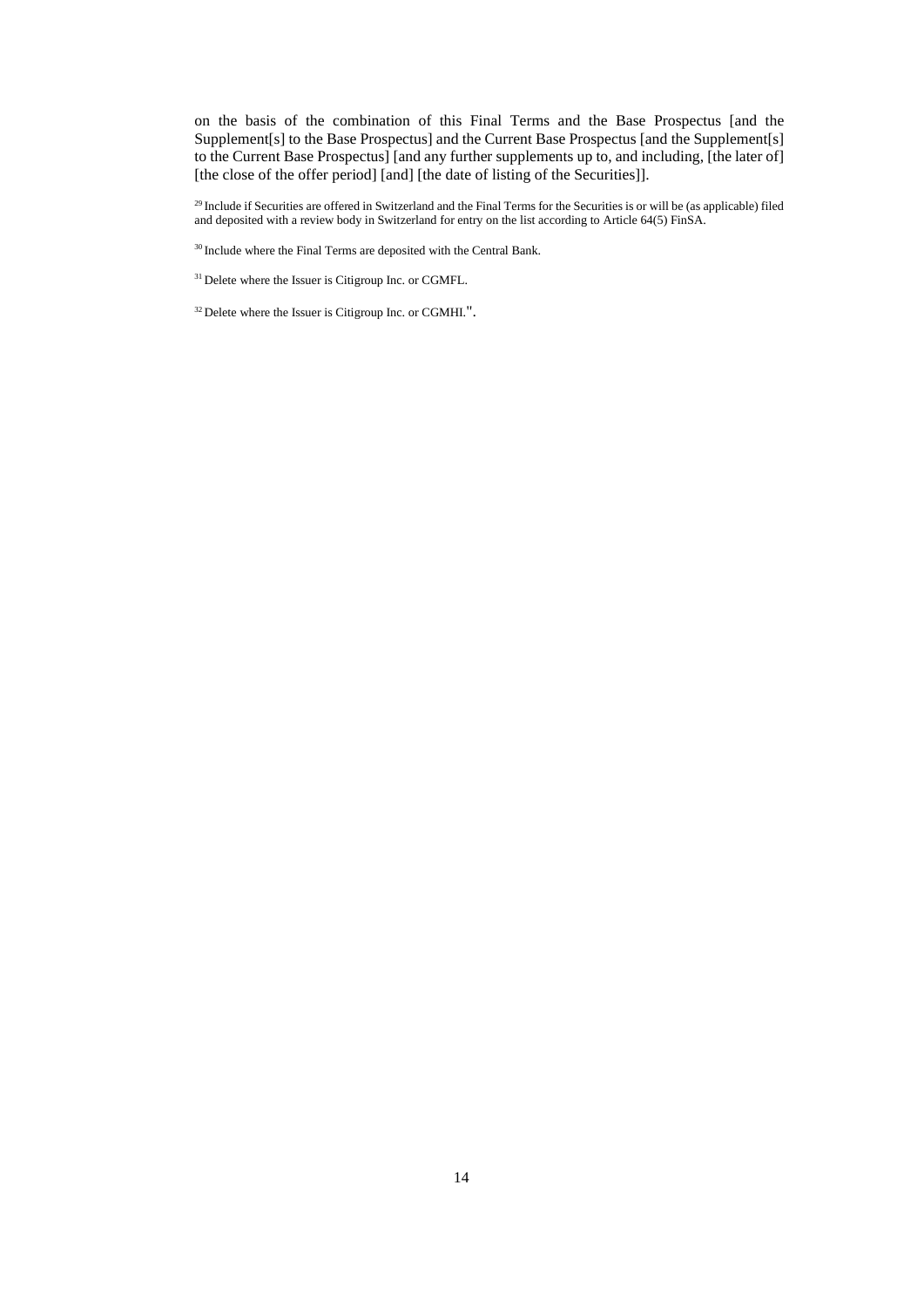on the basis of the combination of this Final Terms and the Base Prospectus [and the Supplement[s] to the Base Prospectus] and the Current Base Prospectus [and the Supplement[s] to the Current Base Prospectus] [and any further supplements up to, and including, [the later of] [the close of the offer period] [and] [the date of listing of the Securities]].

[29] Include if Securities are offered in Switzerland and the Final Terms for the Securities is or will be (as applicable) filed and deposited with a review body in Switzerland for entry on the list according to Article 64(5) FinSA.

[30] Include where the Final Terms are deposited with the Central Bank.

[31] Delete where the Issuer is Citigroup Inc. or CGMFL.

[32] Delete where the Issuer is Citigroup Inc. or CGMHI.".